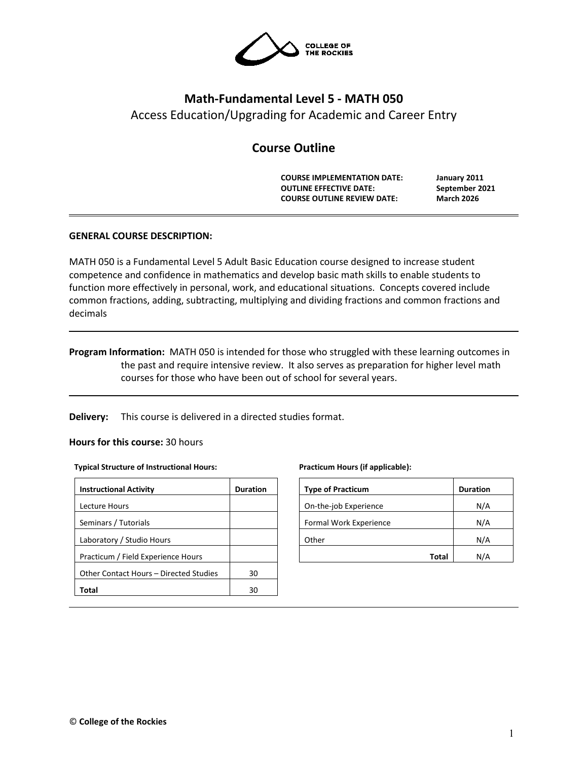# Math-Fundamental Level 5 - MATH 050

Access Education/Upgrading for Academic and Career Entry

## Course Outline

**COURSE IMPLEMENTATION DATE:** January 2011
**OUTLINE EFFECTIVE DATE:** September 2021
**COURSE OUTLINE REVIEW DATE:** March 2026

---

**GENERAL COURSE DESCRIPTION:**

MATH 050 is a Fundamental Level 5 Adult Basic Education course designed to increase student competence and confidence in mathematics and develop basic math skills to enable students to function more effectively in personal, work, and educational situations. Concepts covered include common fractions, adding, subtracting, multiplying and dividing fractions and common fractions and decimals

---

**Program Information:** MATH 050 is intended for those who struggled with these learning outcomes in the past and require intensive review. It also serves as preparation for higher level math courses for those who have been out of school for several years.

---

**Delivery:** This course is delivered in a directed studies format.

**Hours for this course:** 30 hours

**Typical Structure of Instructional Hours:**

| Instructional Activity | Duration |
|---|---|
| Lecture Hours | |
| Seminars / Tutorials | |
| Laboratory / Studio Hours | |
| Practicum / Field Experience Hours | |
| Other Contact Hours – Directed Studies | 30 |
| **Total** | 30 |

**Practicum Hours (if applicable):**

| Type of Practicum | Duration |
|---|---|
| On-the-job Experience | N/A |
| Formal Work Experience | N/A |
| Other | N/A |
| **Total** | N/A |

---

© **College of the Rockies**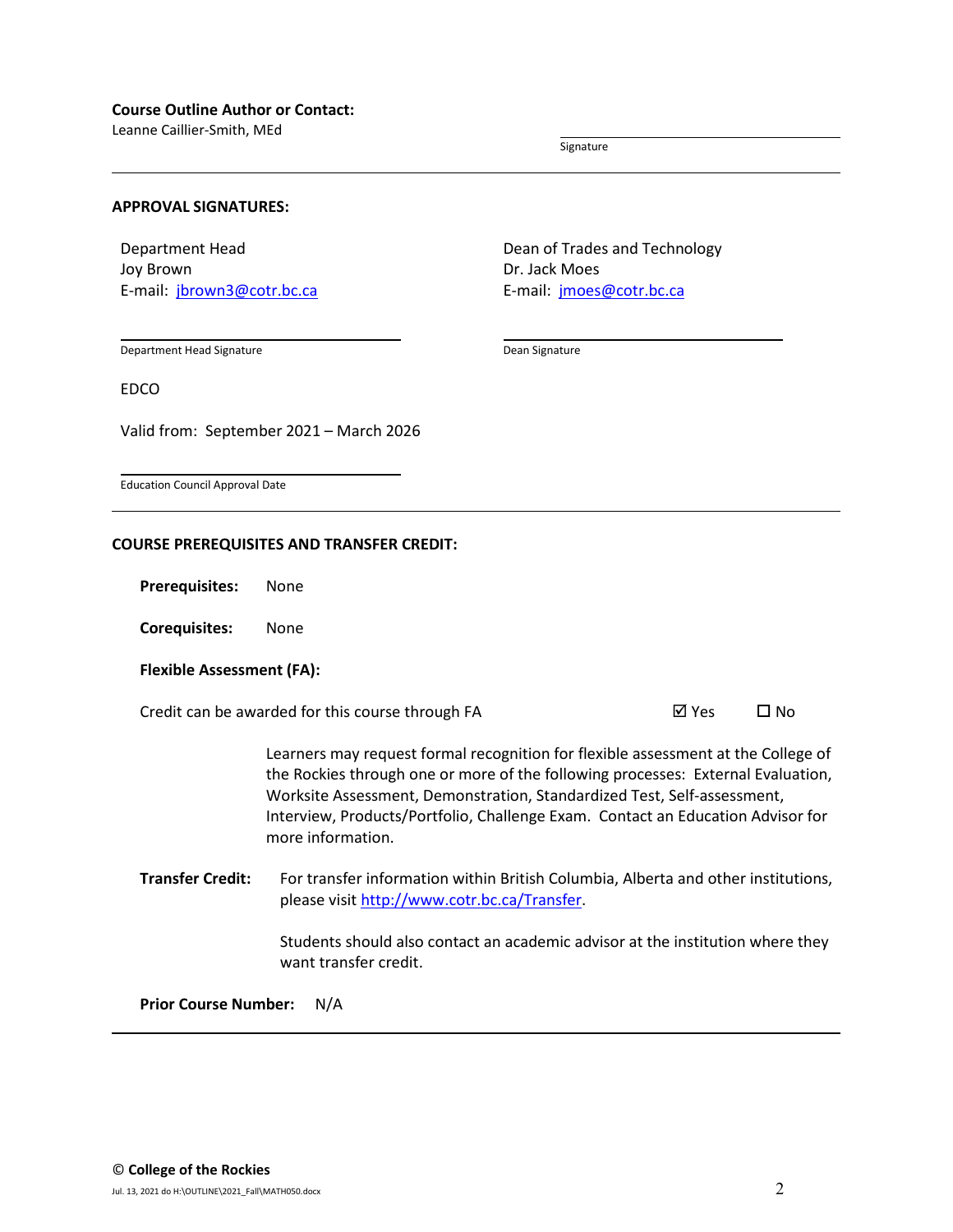**Course Outline Author or Contact:**
Leanne Caillier-Smith, MEd

Signature

---

**APPROVAL SIGNATURES:**

Department Head
Joy Brown
E-mail: jbrown3@cotr.bc.ca

Department Head Signature

Dean of Trades and Technology
Dr. Jack Moes
E-mail: jmoes@cotr.bc.ca

Dean Signature

EDCO

Valid from: September 2021 – March 2026

Education Council Approval Date

---

**COURSE PREREQUISITES AND TRANSFER CREDIT:**

**Prerequisites:** None

**Corequisites:** None

**Flexible Assessment (FA):**

Credit can be awarded for this course through FA ☑ Yes ☐ No

Learners may request formal recognition for flexible assessment at the College of the Rockies through one or more of the following processes: External Evaluation, Worksite Assessment, Demonstration, Standardized Test, Self-assessment, Interview, Products/Portfolio, Challenge Exam. Contact an Education Advisor for more information.

**Transfer Credit:** For transfer information within British Columbia, Alberta and other institutions, please visit http://www.cotr.bc.ca/Transfer.

Students should also contact an academic advisor at the institution where they want transfer credit.

**Prior Course Number:** N/A

---

© **College of the Rockies**

Jul. 13, 2021 do H:\OUTLINE\2021_Fall\MATH050.docx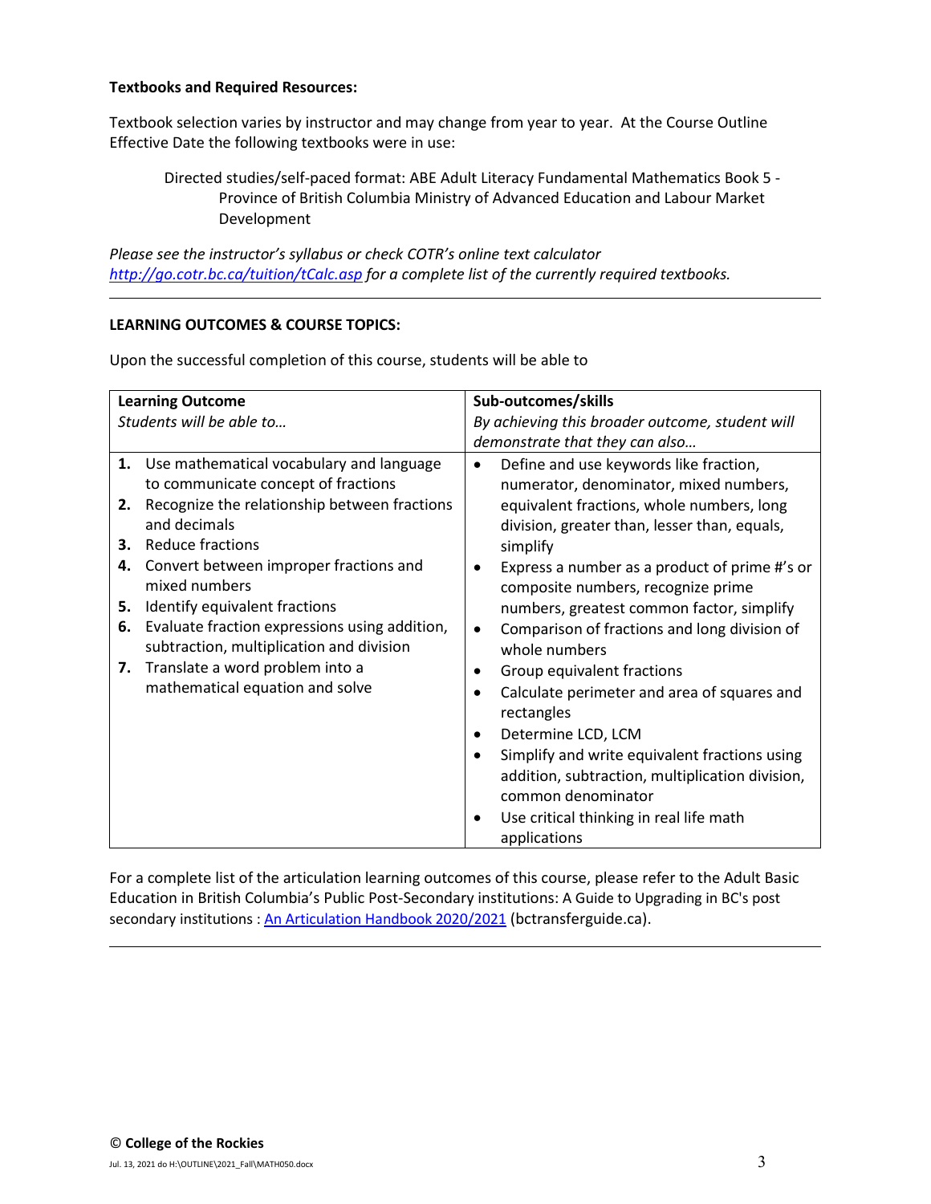**Textbooks and Required Resources:**

Textbook selection varies by instructor and may change from year to year. At the Course Outline Effective Date the following textbooks were in use:

Directed studies/self-paced format: ABE Adult Literacy Fundamental Mathematics Book 5 - Province of British Columbia Ministry of Advanced Education and Labour Market Development

*Please see the instructor's syllabus or check COTR's online text calculator [http://go.cotr.bc.ca/tuition/tCalc.asp](http://go.cotr.bc.ca/tuition/tCalc.asp) for a complete list of the currently required textbooks.*

---

**LEARNING OUTCOMES & COURSE TOPICS:**

Upon the successful completion of this course, students will be able to

| **Learning Outcome**<br>*Students will be able to…* | **Sub-outcomes/skills**<br>*By achieving this broader outcome, student will demonstrate that they can also…* |
|---|---|
| 1. Use mathematical vocabulary and language to communicate concept of fractions<br>2. Recognize the relationship between fractions and decimals<br>3. Reduce fractions<br>4. Convert between improper fractions and mixed numbers<br>5. Identify equivalent fractions<br>6. Evaluate fraction expressions using addition, subtraction, multiplication and division<br>7. Translate a word problem into a mathematical equation and solve | • Define and use keywords like fraction, numerator, denominator, mixed numbers, equivalent fractions, whole numbers, long division, greater than, lesser than, equals, simplify<br>• Express a number as a product of prime #'s or composite numbers, recognize prime numbers, greatest common factor, simplify<br>• Comparison of fractions and long division of whole numbers<br>• Group equivalent fractions<br>• Calculate perimeter and area of squares and rectangles<br>• Determine LCD, LCM<br>• Simplify and write equivalent fractions using addition, subtraction, multiplication division, common denominator<br>• Use critical thinking in real life math applications |

For a complete list of the articulation learning outcomes of this course, please refer to the Adult Basic Education in British Columbia's Public Post-Secondary institutions: A Guide to Upgrading in BC's post secondary institutions : [An Articulation Handbook 2020/2021](bctransferguide.ca) (bctransferguide.ca).

---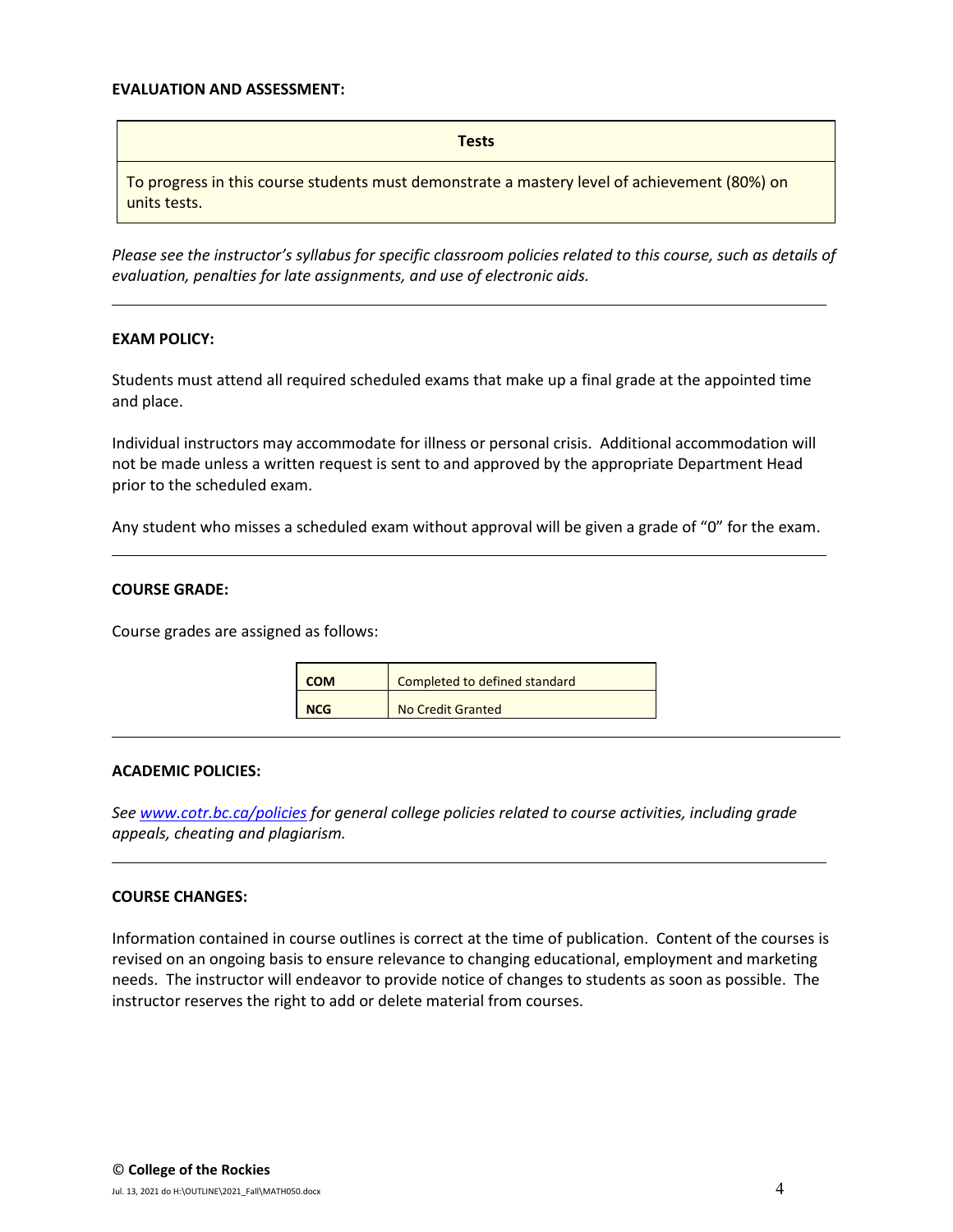**EVALUATION AND ASSESSMENT:**

| Tests |
|---|
| To progress in this course students must demonstrate a mastery level of achievement (80%) on units tests. |

*Please see the instructor's syllabus for specific classroom policies related to this course, such as details of evaluation, penalties for late assignments, and use of electronic aids.*

---

**EXAM POLICY:**

Students must attend all required scheduled exams that make up a final grade at the appointed time and place.

Individual instructors may accommodate for illness or personal crisis. Additional accommodation will not be made unless a written request is sent to and approved by the appropriate Department Head prior to the scheduled exam.

Any student who misses a scheduled exam without approval will be given a grade of "0" for the exam.

---

**COURSE GRADE:**

Course grades are assigned as follows:

| | |
|---|---|
| **COM** | Completed to defined standard |
| **NCG** | No Credit Granted |

---

**ACADEMIC POLICIES:**

*See [www.cotr.bc.ca/policies](www.cotr.bc.ca/policies) for general college policies related to course activities, including grade appeals, cheating and plagiarism.*

---

**COURSE CHANGES:**

Information contained in course outlines is correct at the time of publication. Content of the courses is revised on an ongoing basis to ensure relevance to changing educational, employment and marketing needs. The instructor will endeavor to provide notice of changes to students as soon as possible. The instructor reserves the right to add or delete material from courses.